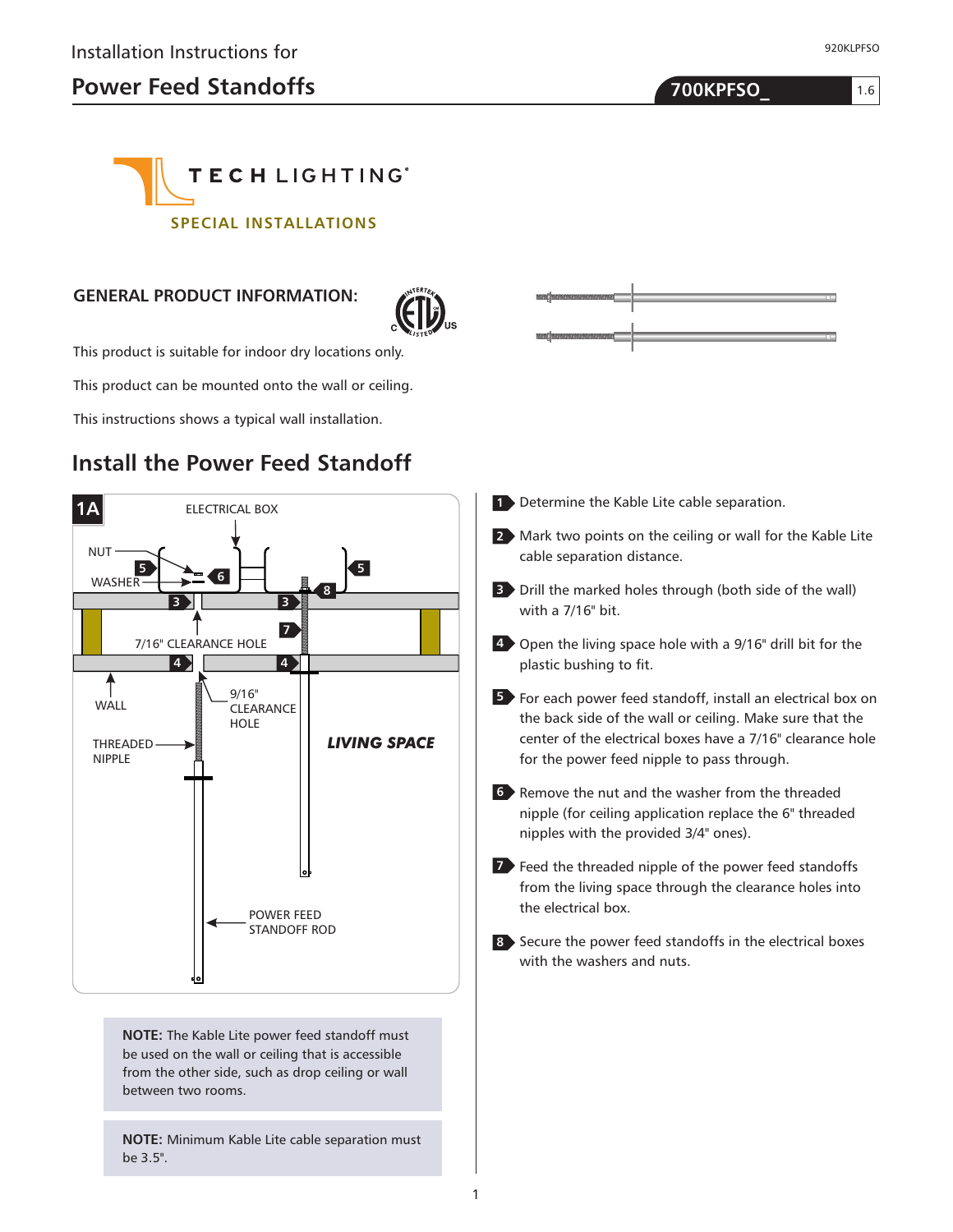Installation Instructions for

# Power Feed Standoffs

**700KPFSO_**

TECH LIGHTING

SPECIAL INSTALLATIONS

## GENERAL PRODUCT INFORMATION:

This product is suitable for indoor dry locations only.

This product can be mounted onto the wall or ceiling.

This instructions shows a typical wall installation.

## Install the Power Feed Standoff

1A

ELECTRICAL BOX

NUT

WASHER

7/16" CLEARANCE HOLE

WALL

9/16" CLEARANCE HOLE

THREADED NIPPLE

LIVING SPACE

POWER FEED STANDOFF ROD

**NOTE:** The Kable Lite power feed standoff must be used on the wall or ceiling that is accessible from the other side, such as drop ceiling or wall between two rooms.

**NOTE:** Minimum Kable Lite cable separation must be 3.5".

1. Determine the Kable Lite cable separation.
2. Mark two points on the ceiling or wall for the Kable Lite cable separation distance.
3. Drill the marked holes through (both side of the wall) with a 7/16" bit.
4. Open the living space hole with a 9/16" drill bit for the plastic bushing to fit.
5. For each power feed standoff, install an electrical box on the back side of the wall or ceiling. Make sure that the center of the electrical boxes have a 7/16" clearance hole for the power feed nipple to pass through.
6. Remove the nut and the washer from the threaded nipple (for ceiling application replace the 6" threaded nipples with the provided 3/4" ones).
7. Feed the threaded nipple of the power feed standoffs from the living space through the clearance holes into the electrical box.
8. Secure the power feed standoffs in the electrical boxes with the washers and nuts.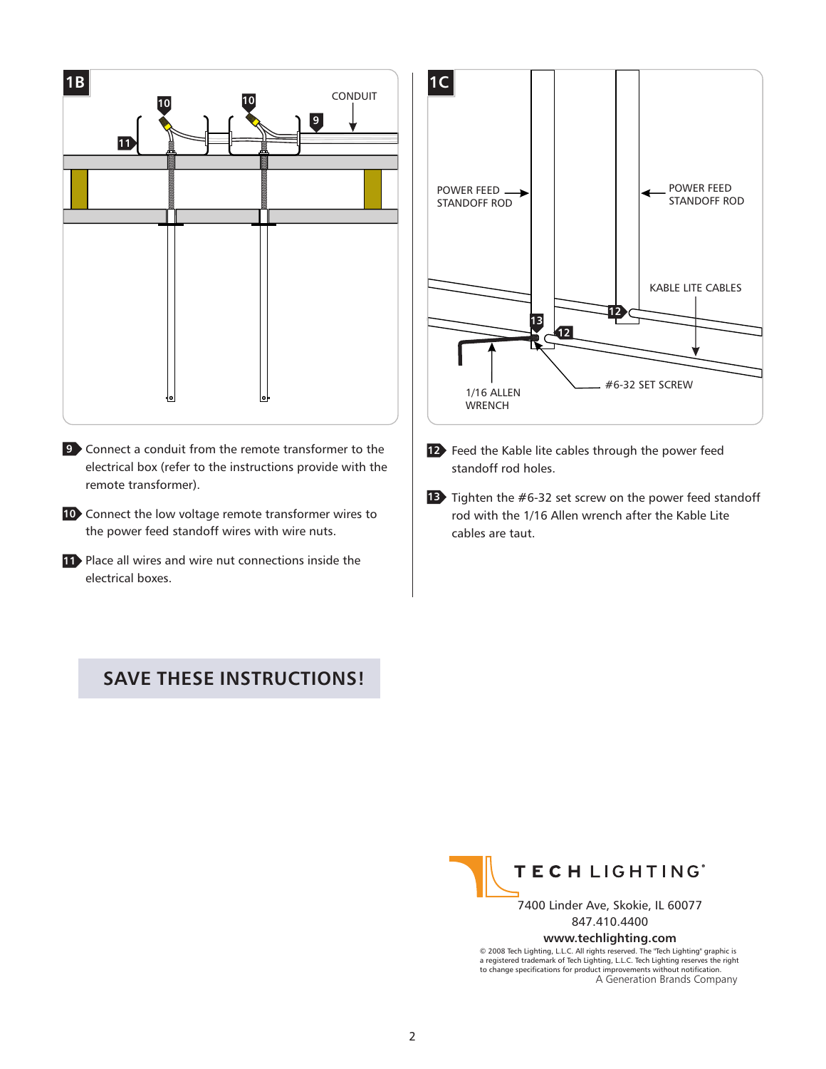1B

10

10

9

CONDUIT

11

1C

POWER FEED STANDOFF ROD

POWER FEED STANDOFF ROD

KABLE LITE CABLES

12

13

12

1/16 ALLEN WRENCH

#6-32 SET SCREW

9 Connect a conduit from the remote transformer to the electrical box (refer to the instructions provide with the remote transformer).

10 Connect the low voltage remote transformer wires to the power feed standoff wires with wire nuts.

11 Place all wires and wire nut connections inside the electrical boxes.

12 Feed the Kable lite cables through the power feed standoff rod holes.

13 Tighten the #6-32 set screw on the power feed standoff rod with the 1/16 Allen wrench after the Kable Lite cables are taut.

**SAVE THESE INSTRUCTIONS!**

TECH LIGHTING®

7400 Linder Ave, Skokie, IL 60077
847.410.4400
**www.techlighting.com**

© 2008 Tech Lighting, L.L.C. All rights reserved. The "Tech Lighting" graphic is a registered trademark of Tech Lighting, L.L.C. Tech Lighting reserves the right to change specifications for product improvements without notification.

A Generation Brands Company